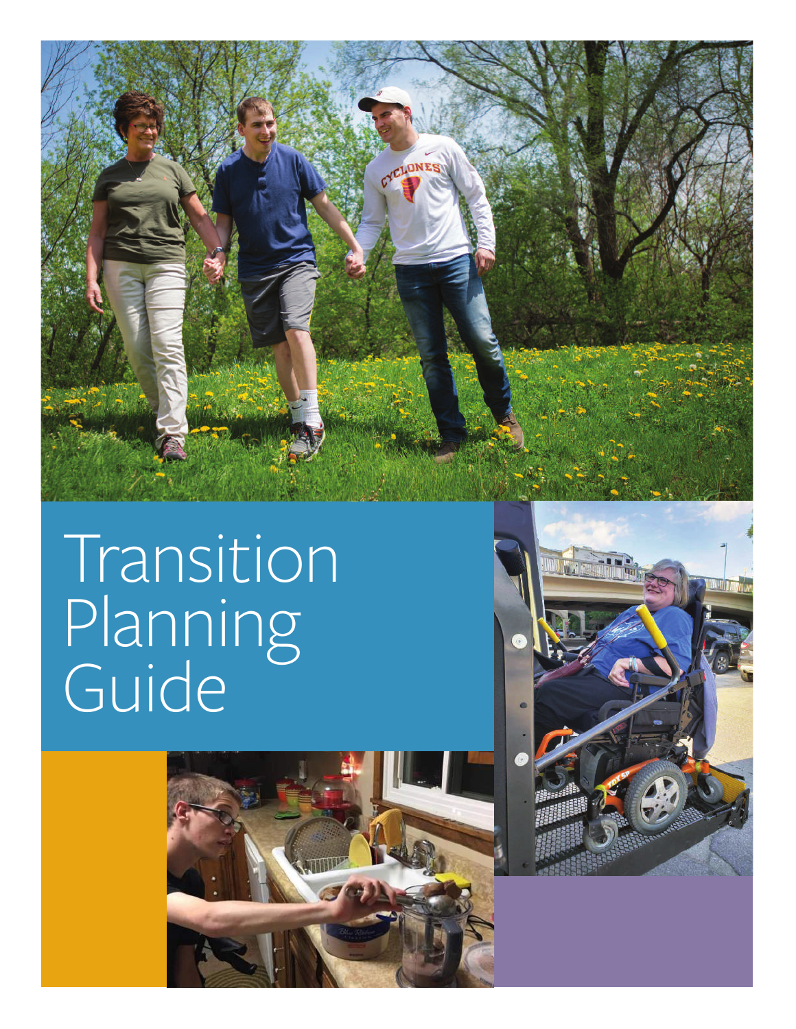# Transition Planning Guide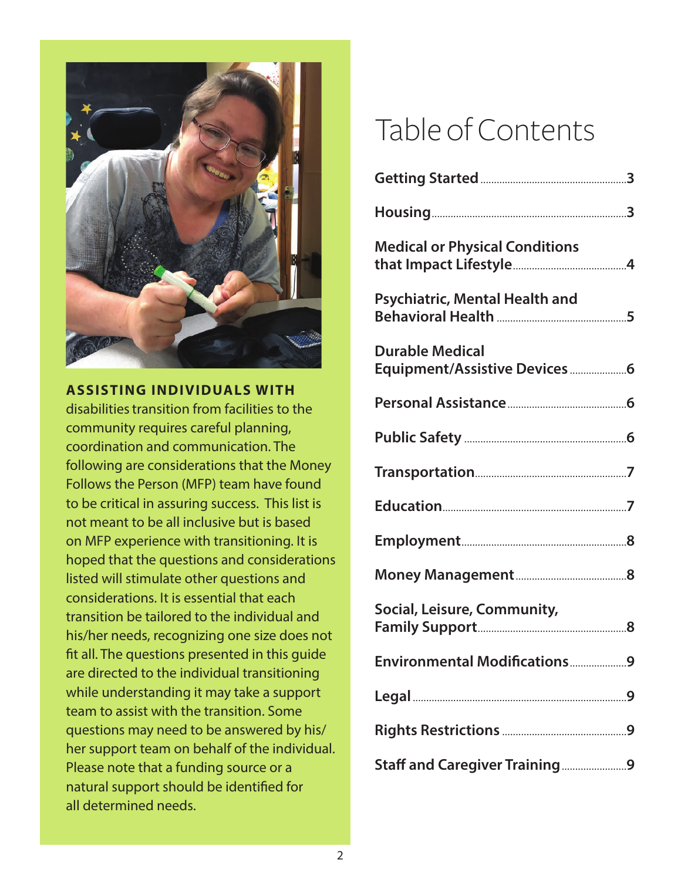**ASSISTING INDIVIDUALS WITH** disabilities transition from facilities to the community requires careful planning, coordination and communication. The following are considerations that the Money Follows the Person (MFP) team have found to be critical in assuring success. This list is not meant to be all inclusive but is based on MFP experience with transitioning. It is hoped that the questions and considerations listed will stimulate other questions and considerations. It is essential that each transition be tailored to the individual and his/her needs, recognizing one size does not fit all. The questions presented in this guide are directed to the individual transitioning while understanding it may take a support team to assist with the transition. Some questions may need to be answered by his/her support team on behalf of the individual. Please note that a funding source or a natural support should be identified for all determined needs.

# Table of Contents

**Getting Started** .......... 3

**Housing** .......... 3

**Medical or Physical Conditions that Impact Lifestyle** .......... 4

**Psychiatric, Mental Health and Behavioral Health** .......... 5

**Durable Medical Equipment/Assistive Devices** .......... 6

**Personal Assistance** .......... 6

**Public Safety** .......... 6

**Transportation** .......... 7

**Education** .......... 7

**Employment** .......... 8

**Money Management** .......... 8

**Social, Leisure, Community, Family Support** .......... 8

**Environmental Modifications** .......... 9

**Legal** .......... 9

**Rights Restrictions** .......... 9

**Staff and Caregiver Training** .......... 9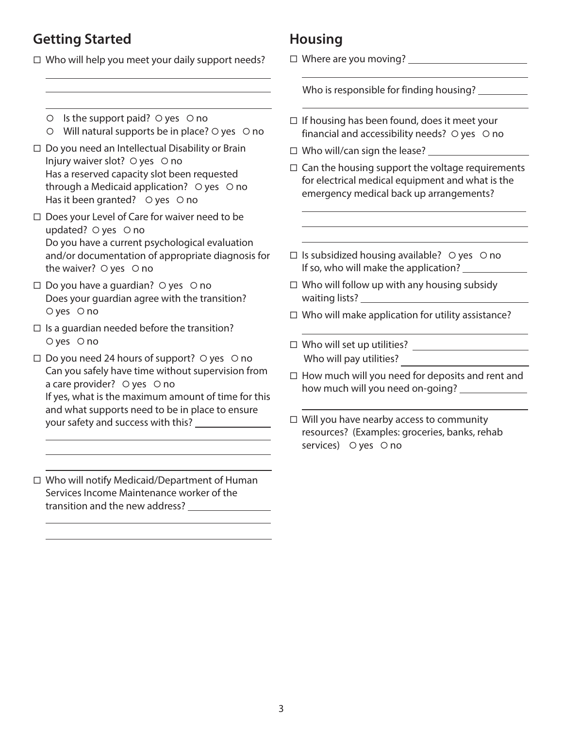## Getting Started

- ☐ Who will help you meet your daily support needs? \_\_\_\_\_\_\_\_\_\_\_\_\_\_\_\_\_\_\_\_\_\_\_\_\_\_\_\_\_\_
  - ○ Is the support paid? ○ yes ○ no
  - ○ Will natural supports be in place? ○ yes ○ no
- ☐ Do you need an Intellectual Disability or Brain Injury waiver slot? ○ yes ○ no
  Has a reserved capacity slot been requested through a Medicaid application? ○ yes ○ no
  Has it been granted? ○ yes ○ no
- ☐ Does your Level of Care for waiver need to be updated? ○ yes ○ no
  Do you have a current psychological evaluation and/or documentation of appropriate diagnosis for the waiver? ○ yes ○ no
- ☐ Do you have a guardian? ○ yes ○ no
  Does your guardian agree with the transition? ○ yes ○ no
- ☐ Is a guardian needed before the transition? ○ yes ○ no
- ☐ Do you need 24 hours of support? ○ yes ○ no
  Can you safely have time without supervision from a care provider? ○ yes ○ no
  If yes, what is the maximum amount of time for this and what supports need to be in place to ensure your safety and success with this? \_\_\_\_\_\_\_\_\_\_\_\_\_\_\_\_\_\_\_\_\_\_\_\_\_\_\_\_\_\_
- ☐ Who will notify Medicaid/Department of Human Services Income Maintenance worker of the transition and the new address? \_\_\_\_\_\_\_\_\_\_\_\_\_\_\_\_\_\_\_\_\_\_\_\_\_\_\_\_\_\_

## Housing

- ☐ Where are you moving? \_\_\_\_\_\_\_\_\_\_\_\_\_\_\_\_\_\_\_\_\_\_\_\_\_\_\_\_\_\_
  Who is responsible for finding housing? \_\_\_\_\_\_\_\_\_\_\_\_\_\_\_\_\_\_\_\_\_\_\_\_\_\_\_\_\_\_
- ☐ If housing has been found, does it meet your financial and accessibility needs? ○ yes ○ no
- ☐ Who will/can sign the lease? \_\_\_\_\_\_\_\_\_\_\_\_\_\_\_\_\_\_\_\_
- ☐ Can the housing support the voltage requirements for electrical medical equipment and what is the emergency medical back up arrangements? \_\_\_\_\_\_\_\_\_\_\_\_\_\_\_\_\_\_\_\_\_\_\_\_\_\_\_\_\_\_
- ☐ Is subsidized housing available? ○ yes ○ no
  If so, who will make the application? \_\_\_\_\_\_\_\_\_\_\_\_\_\_\_\_\_\_\_\_
- ☐ Who will follow up with any housing subsidy waiting lists? \_\_\_\_\_\_\_\_\_\_\_\_\_\_\_\_\_\_\_\_
- ☐ Who will make application for utility assistance? \_\_\_\_\_\_\_\_\_\_\_\_\_\_\_\_\_\_\_\_
- ☐ Who will set up utilities? \_\_\_\_\_\_\_\_\_\_\_\_\_\_\_\_\_\_\_\_
  Who will pay utilities? \_\_\_\_\_\_\_\_\_\_\_\_\_\_\_\_\_\_\_\_
- ☐ How much will you need for deposits and rent and how much will you need on-going? \_\_\_\_\_\_\_\_\_\_\_\_\_\_\_\_\_\_\_\_\_\_\_\_\_\_\_\_\_\_
- ☐ Will you have nearby access to community resources? (Examples: groceries, banks, rehab services) ○ yes ○ no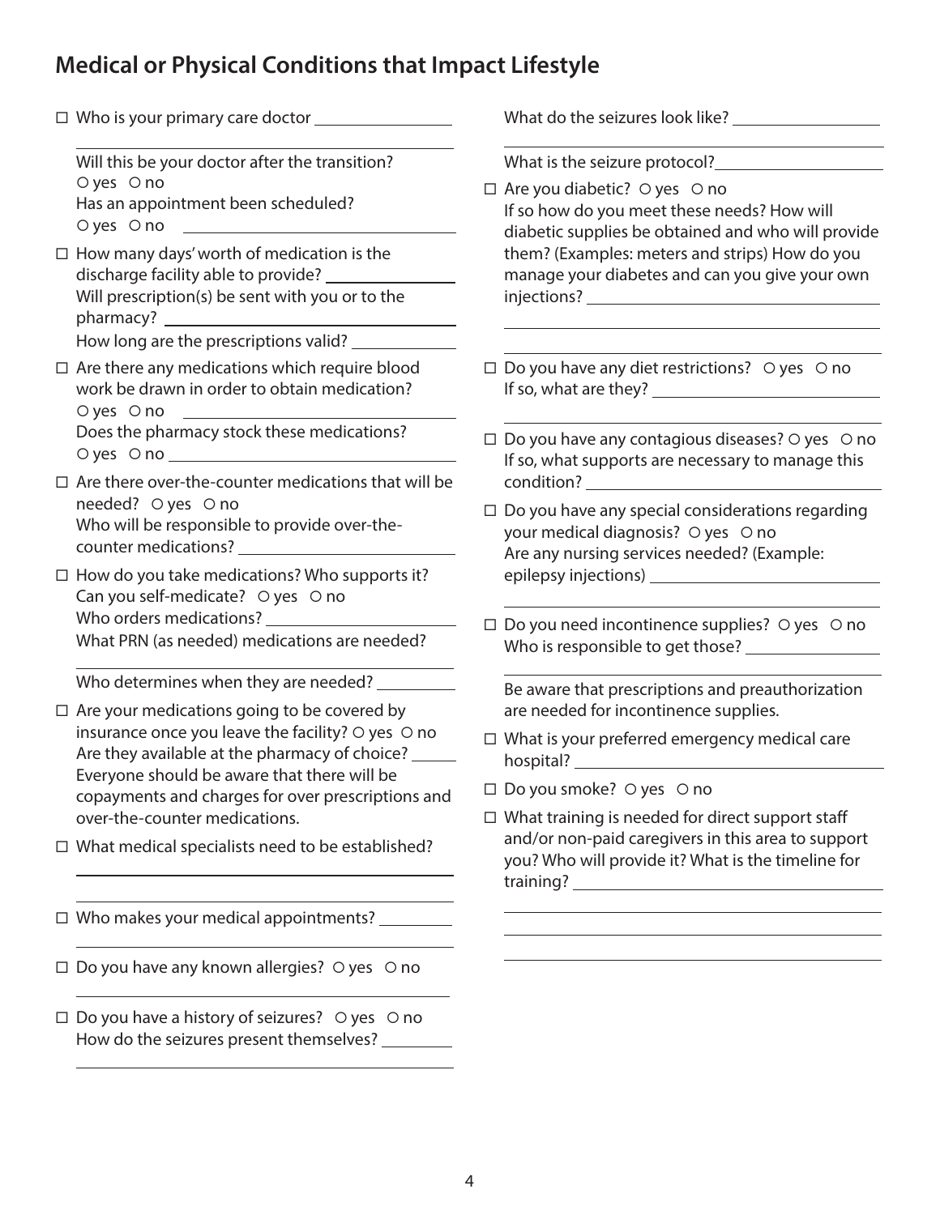## Medical or Physical Conditions that Impact Lifestyle

- ☐ Who is your primary care doctor \_\_\_\_\_\_\_\_\_\_\_\_\_\_\_\_

  \_\_\_\_\_\_\_\_\_\_\_\_\_\_\_\_\_\_\_\_\_\_\_\_\_\_\_\_\_\_\_\_

  Will this be your doctor after the transition?
  ○ yes ○ no
  Has an appointment been scheduled?
  ○ yes ○ no \_\_\_\_\_\_\_\_\_\_\_\_\_\_\_\_\_\_\_\_\_\_\_\_

- ☐ How many days' worth of medication is the discharge facility able to provide? \_\_\_\_\_\_\_\_\_\_\_\_\_\_\_\_
  Will prescription(s) be sent with you or to the pharmacy? \_\_\_\_\_\_\_\_\_\_\_\_\_\_\_\_\_\_\_\_\_\_\_\_
  How long are the prescriptions valid? \_\_\_\_\_\_\_\_\_\_\_\_

- ☐ Are there any medications which require blood work be drawn in order to obtain medication?
  ○ yes ○ no \_\_\_\_\_\_\_\_\_\_\_\_\_\_\_\_\_\_\_\_\_\_\_\_
  Does the pharmacy stock these medications?
  ○ yes ○ no \_\_\_\_\_\_\_\_\_\_\_\_\_\_\_\_\_\_\_\_\_\_\_\_

- ☐ Are there over-the-counter medications that will be needed? ○ yes ○ no
  Who will be responsible to provide over-the-counter medications? \_\_\_\_\_\_\_\_\_\_\_\_\_\_\_\_\_\_\_\_\_\_\_\_

- ☐ How do you take medications? Who supports it?
  Can you self-medicate? ○ yes ○ no
  Who orders medications? \_\_\_\_\_\_\_\_\_\_\_\_\_\_\_\_\_\_\_\_\_\_\_\_
  What PRN (as needed) medications are needed?

  \_\_\_\_\_\_\_\_\_\_\_\_\_\_\_\_\_\_\_\_\_\_\_\_\_\_\_\_\_\_\_\_

  Who determines when they are needed? \_\_\_\_\_\_\_\_\_\_

- ☐ Are your medications going to be covered by insurance once you leave the facility? ○ yes ○ no
  Are they available at the pharmacy of choice? \_\_\_\_\_\_
  Everyone should be aware that there will be copayments and charges for over prescriptions and over-the-counter medications.

- ☐ What medical specialists need to be established?

  \_\_\_\_\_\_\_\_\_\_\_\_\_\_\_\_\_\_\_\_\_\_\_\_\_\_\_\_\_\_\_\_

  \_\_\_\_\_\_\_\_\_\_\_\_\_\_\_\_\_\_\_\_\_\_\_\_\_\_\_\_\_\_\_\_

- ☐ Who makes your medical appointments? \_\_\_\_\_\_\_\_\_

  \_\_\_\_\_\_\_\_\_\_\_\_\_\_\_\_\_\_\_\_\_\_\_\_\_\_\_\_\_\_\_\_

- ☐ Do you have any known allergies? ○ yes ○ no

  \_\_\_\_\_\_\_\_\_\_\_\_\_\_\_\_\_\_\_\_\_\_\_\_\_\_\_\_\_\_\_\_

- ☐ Do you have a history of seizures? ○ yes ○ no
  How do the seizures present themselves? \_\_\_\_\_\_\_\_\_

  \_\_\_\_\_\_\_\_\_\_\_\_\_\_\_\_\_\_\_\_\_\_\_\_\_\_\_\_\_\_\_\_

  What do the seizures look like? \_\_\_\_\_\_\_\_\_\_\_\_\_\_\_\_\_\_

  \_\_\_\_\_\_\_\_\_\_\_\_\_\_\_\_\_\_\_\_\_\_\_\_\_\_\_\_\_\_\_\_

  What is the seizure protocol? \_\_\_\_\_\_\_\_\_\_\_\_\_\_\_\_\_\_\_\_

- ☐ Are you diabetic? ○ yes ○ no
  If so how do you meet these needs? How will diabetic supplies be obtained and who will provide them? (Examples: meters and strips) How do you manage your diabetes and can you give your own injections? \_\_\_\_\_\_\_\_\_\_\_\_\_\_\_\_\_\_\_\_\_\_\_\_

  \_\_\_\_\_\_\_\_\_\_\_\_\_\_\_\_\_\_\_\_\_\_\_\_\_\_\_\_\_\_\_\_

  \_\_\_\_\_\_\_\_\_\_\_\_\_\_\_\_\_\_\_\_\_\_\_\_\_\_\_\_\_\_\_\_

- ☐ Do you have any diet restrictions? ○ yes ○ no
  If so, what are they? \_\_\_\_\_\_\_\_\_\_\_\_\_\_\_\_\_\_\_\_\_\_\_\_

  \_\_\_\_\_\_\_\_\_\_\_\_\_\_\_\_\_\_\_\_\_\_\_\_\_\_\_\_\_\_\_\_

- ☐ Do you have any contagious diseases? ○ yes ○ no
  If so, what supports are necessary to manage this condition? \_\_\_\_\_\_\_\_\_\_\_\_\_\_\_\_\_\_\_\_\_\_\_\_

- ☐ Do you have any special considerations regarding your medical diagnosis? ○ yes ○ no
  Are any nursing services needed? (Example: epilepsy injections) \_\_\_\_\_\_\_\_\_\_\_\_\_\_\_\_\_\_\_\_\_\_\_\_

  \_\_\_\_\_\_\_\_\_\_\_\_\_\_\_\_\_\_\_\_\_\_\_\_\_\_\_\_\_\_\_\_

- ☐ Do you need incontinence supplies? ○ yes ○ no
  Who is responsible to get those? \_\_\_\_\_\_\_\_\_\_\_\_\_\_\_\_

  \_\_\_\_\_\_\_\_\_\_\_\_\_\_\_\_\_\_\_\_\_\_\_\_\_\_\_\_\_\_\_\_

  Be aware that prescriptions and preauthorization are needed for incontinence supplies.

- ☐ What is your preferred emergency medical care hospital? \_\_\_\_\_\_\_\_\_\_\_\_\_\_\_\_\_\_\_\_\_\_\_\_

- ☐ Do you smoke? ○ yes ○ no

- ☐ What training is needed for direct support staff and/or non-paid caregivers in this area to support you? Who will provide it? What is the timeline for training? \_\_\_\_\_\_\_\_\_\_\_\_\_\_\_\_\_\_\_\_\_\_\_\_

  \_\_\_\_\_\_\_\_\_\_\_\_\_\_\_\_\_\_\_\_\_\_\_\_\_\_\_\_\_\_\_\_

  \_\_\_\_\_\_\_\_\_\_\_\_\_\_\_\_\_\_\_\_\_\_\_\_\_\_\_\_\_\_\_\_

  \_\_\_\_\_\_\_\_\_\_\_\_\_\_\_\_\_\_\_\_\_\_\_\_\_\_\_\_\_\_\_\_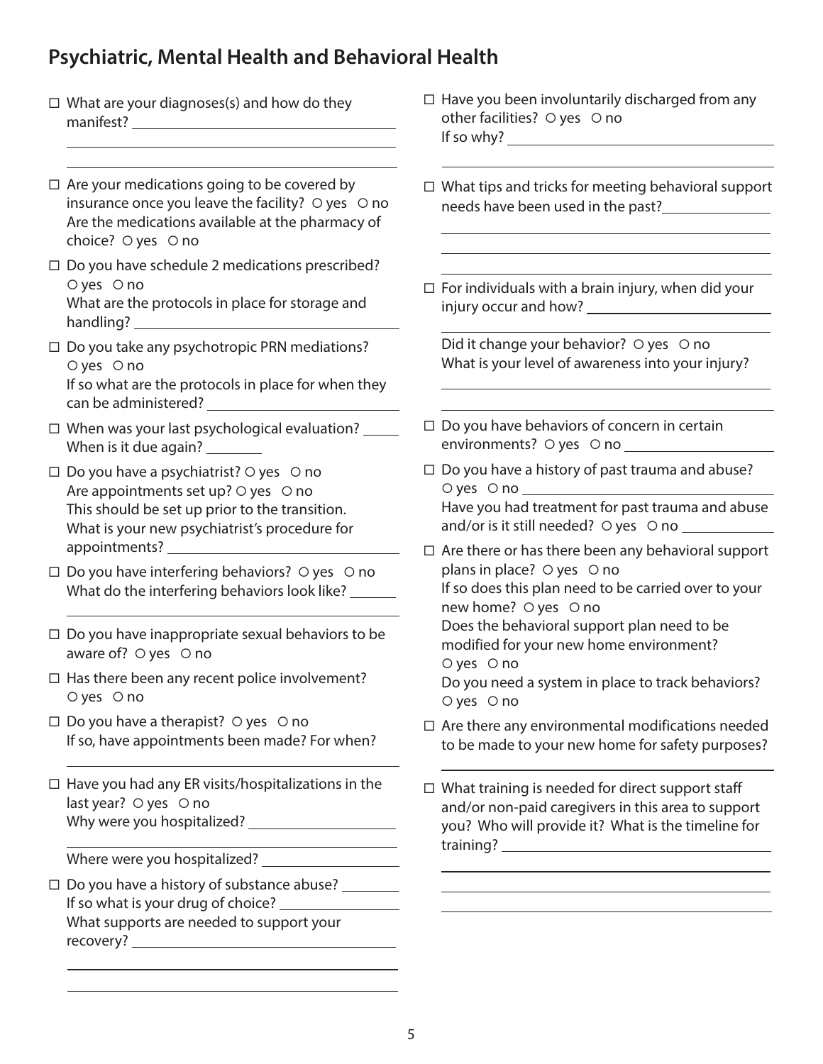## Psychiatric, Mental Health and Behavioral Health

- ☐ What are your diagnoses(s) and how do they manifest? ____________________

  ____________________

  ____________________

- ☐ Are your medications going to be covered by insurance once you leave the facility? ○ yes ○ no
  Are the medications available at the pharmacy of choice? ○ yes ○ no

- ☐ Do you have schedule 2 medications prescribed? ○ yes ○ no
  What are the protocols in place for storage and handling? ____________________

- ☐ Do you take any psychotropic PRN mediations? ○ yes ○ no
  If so what are the protocols in place for when they can be administered? ____________________

- ☐ When was your last psychological evaluation? ________
  When is it due again? ________

- ☐ Do you have a psychiatrist? ○ yes ○ no
  Are appointments set up? ○ yes ○ no
  This should be set up prior to the transition.
  What is your new psychiatrist's procedure for appointments? ____________________

- ☐ Do you have interfering behaviors? ○ yes ○ no
  What do the interfering behaviors look like? ________

  ____________________

- ☐ Do you have inappropriate sexual behaviors to be aware of? ○ yes ○ no

- ☐ Has there been any recent police involvement? ○ yes ○ no

- ☐ Do you have a therapist? ○ yes ○ no
  If so, have appointments been made? For when?

  ____________________

- ☐ Have you had any ER visits/hospitalizations in the last year? ○ yes ○ no
  Why were you hospitalized? ____________________

  ____________________

  Where were you hospitalized? ____________________

- ☐ Do you have a history of substance abuse? ________
  If so what is your drug of choice? ____________________
  What supports are needed to support your recovery? ____________________

  ____________________

  ____________________

- ☐ Have you been involuntarily discharged from any other facilities? ○ yes ○ no
  If so why? ____________________

  ____________________

- ☐ What tips and tricks for meeting behavioral support needs have been used in the past? ____________________

  ____________________

  ____________________

  ____________________

- ☐ For individuals with a brain injury, when did your injury occur and how? ____________________

  ____________________

  Did it change your behavior? ○ yes ○ no
  What is your level of awareness into your injury?

  ____________________

  ____________________

- ☐ Do you have behaviors of concern in certain environments? ○ yes ○ no ____________________

- ☐ Do you have a history of past trauma and abuse? ○ yes ○ no ____________________
  Have you had treatment for past trauma and abuse and/or is it still needed? ○ yes ○ no ________

- ☐ Are there or has there been any behavioral support plans in place? ○ yes ○ no
  If so does this plan need to be carried over to your new home? ○ yes ○ no
  Does the behavioral support plan need to be modified for your new home environment? ○ yes ○ no
  Do you need a system in place to track behaviors? ○ yes ○ no

- ☐ Are there any environmental modifications needed to be made to your new home for safety purposes?

  ____________________

- ☐ What training is needed for direct support staff and/or non-paid caregivers in this area to support you? Who will provide it? What is the timeline for training? ____________________

  ____________________

  ____________________

  ____________________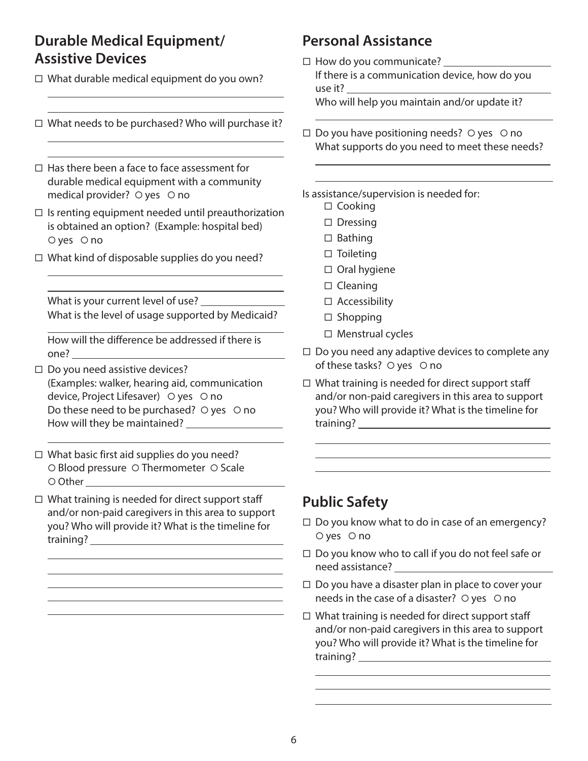## Durable Medical Equipment/ Assistive Devices

- ☐ What durable medical equipment do you own?

  ______________________________________

  ______________________________________

- ☐ What needs to be purchased? Who will purchase it?

  ______________________________________

  ______________________________________

- ☐ Has there been a face to face assessment for durable medical equipment with a community medical provider? ○ yes ○ no
- ☐ Is renting equipment needed until preauthorization is obtained an option? (Example: hospital bed) ○ yes ○ no
- ☐ What kind of disposable supplies do you need?

  ______________________________________

  ______________________________________

  What is your current level of use? ______________

  What is the level of usage supported by Medicaid?

  ______________________________________

  How will the difference be addressed if there is one? ______________________________________

- ☐ Do you need assistive devices? (Examples: walker, hearing aid, communication device, Project Lifesaver) ○ yes ○ no

  Do these need to be purchased? ○ yes ○ no

  How will they be maintained? ______________________

  ______________________________________

- ☐ What basic first aid supplies do you need?

  ○ Blood pressure ○ Thermometer ○ Scale

  ○ Other ______________________________________

- ☐ What training is needed for direct support staff and/or non-paid caregivers in this area to support you? Who will provide it? What is the timeline for training? ______________________________________

  ______________________________________

  ______________________________________

  ______________________________________

  ______________________________________

  ______________________________________

## Personal Assistance

- ☐ How do you communicate? ______________________

  If there is a communication device, how do you use it? ______________________________________

  Who will help you maintain and/or update it?

  ______________________________________

- ☐ Do you have positioning needs? ○ yes ○ no

  What supports do you need to meet these needs?

  ______________________________________

  ______________________________________

Is assistance/supervision is needed for:

- ☐ Cooking
- ☐ Dressing
- ☐ Bathing
- ☐ Toileting
- ☐ Oral hygiene
- ☐ Cleaning
- ☐ Accessibility
- ☐ Shopping
- ☐ Menstrual cycles

- ☐ Do you need any adaptive devices to complete any of these tasks? ○ yes ○ no
- ☐ What training is needed for direct support staff and/or non-paid caregivers in this area to support you? Who will provide it? What is the timeline for training? ______________________________________

  ______________________________________

  ______________________________________

  ______________________________________

## Public Safety

- ☐ Do you know what to do in case of an emergency? ○ yes ○ no
- ☐ Do you know who to call if you do not feel safe or need assistance? ______________________________________
- ☐ Do you have a disaster plan in place to cover your needs in the case of a disaster? ○ yes ○ no
- ☐ What training is needed for direct support staff and/or non-paid caregivers in this area to support you? Who will provide it? What is the timeline for training? ______________________________________

  ______________________________________

  ______________________________________

  ______________________________________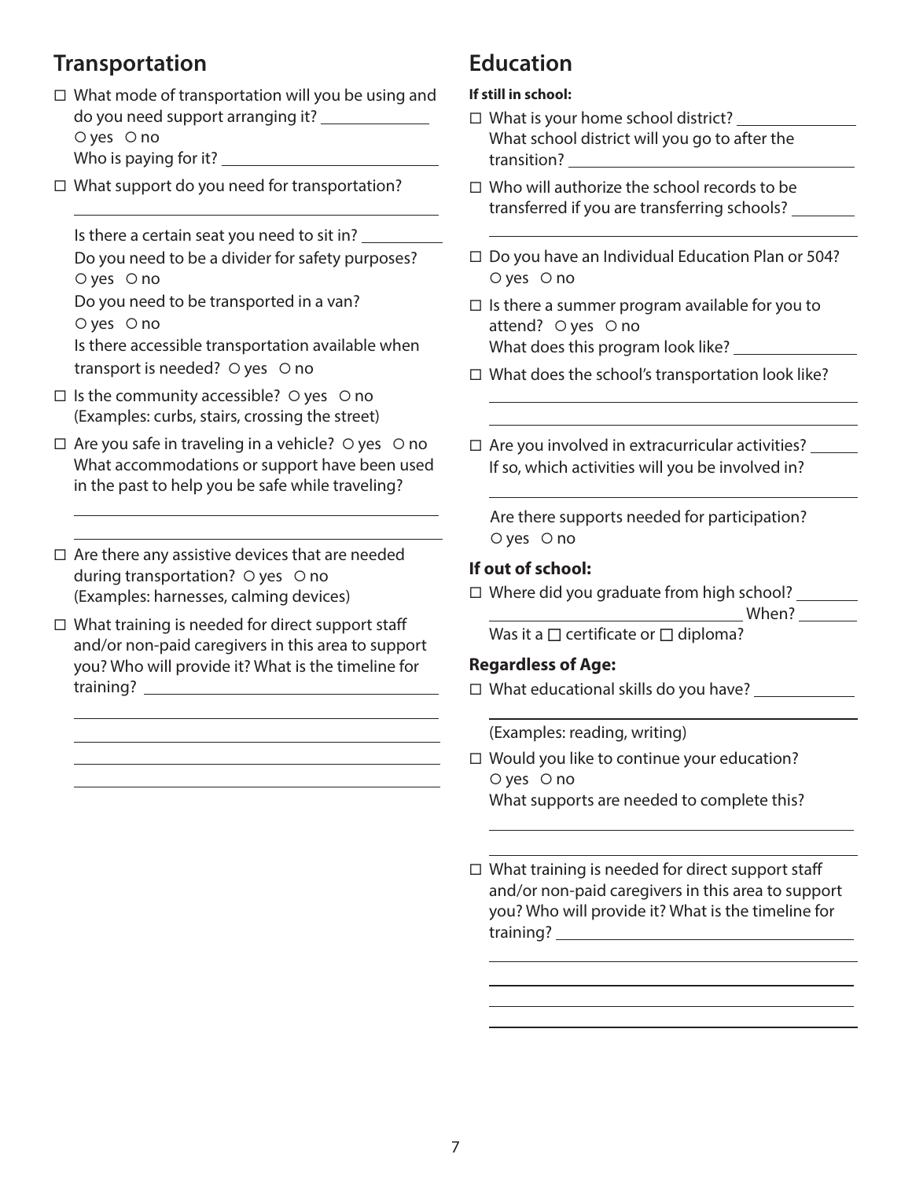## Transportation

- ☐ What mode of transportation will you be using and do you need support arranging it? ____________
  ○ yes ○ no
  Who is paying for it? ____________
- ☐ What support do you need for transportation?
  ____________

  Is there a certain seat you need to sit in? ____________
  Do you need to be a divider for safety purposes?
  ○ yes ○ no
  Do you need to be transported in a van?
  ○ yes ○ no
  Is there accessible transportation available when transport is needed? ○ yes ○ no
- ☐ Is the community accessible? ○ yes ○ no
  (Examples: curbs, stairs, crossing the street)
- ☐ Are you safe in traveling in a vehicle? ○ yes ○ no
  What accommodations or support have been used in the past to help you be safe while traveling?
  ____________
  ____________
- ☐ Are there any assistive devices that are needed during transportation? ○ yes ○ no
  (Examples: harnesses, calming devices)
- ☐ What training is needed for direct support staff and/or non-paid caregivers in this area to support you? Who will provide it? What is the timeline for training? ____________
  ____________
  ____________
  ____________
  ____________

## Education

**If still in school:**

- ☐ What is your home school district? ____________
  What school district will you go to after the transition? ____________
- ☐ Who will authorize the school records to be transferred if you are transferring schools? ____________
  ____________
- ☐ Do you have an Individual Education Plan or 504?
  ○ yes ○ no
- ☐ Is there a summer program available for you to attend? ○ yes ○ no
  What does this program look like? ____________
- ☐ What does the school's transportation look like?
  ____________
  ____________
- ☐ Are you involved in extracurricular activities? ______
  If so, which activities will you be involved in?
  ____________

  Are there supports needed for participation?
  ○ yes ○ no

### If out of school:

- ☐ Where did you graduate from high school? ______
  ____________ When? ______
  Was it a ☐ certificate or ☐ diploma?

### Regardless of Age:

- ☐ What educational skills do you have? ____________
  ____________
  (Examples: reading, writing)
- ☐ Would you like to continue your education?
  ○ yes ○ no
  What supports are needed to complete this?
  ____________
  ____________
- ☐ What training is needed for direct support staff and/or non-paid caregivers in this area to support you? Who will provide it? What is the timeline for training? ____________
  ____________
  ____________
  ____________
  ____________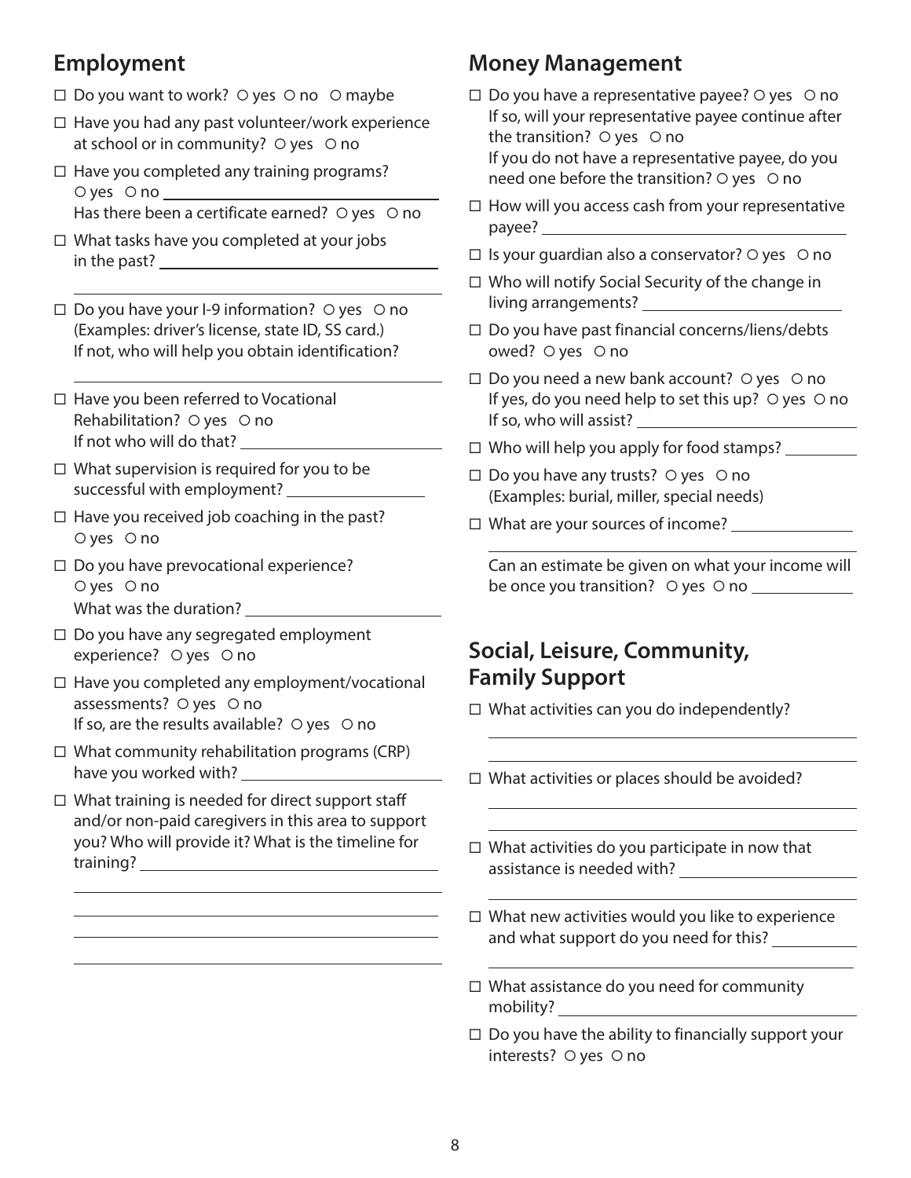## Employment

- ☐ Do you want to work? ○ yes ○ no ○ maybe
- ☐ Have you had any past volunteer/work experience at school or in community? ○ yes ○ no
- ☐ Have you completed any training programs? ○ yes ○ no \_\_\_\_\_\_\_\_\_\_\_\_\_\_\_\_
  Has there been a certificate earned? ○ yes ○ no
- ☐ What tasks have you completed at your jobs in the past? \_\_\_\_\_\_\_\_\_\_\_\_\_\_\_\_
  \_\_\_\_\_\_\_\_\_\_\_\_\_\_\_\_
- ☐ Do you have your I-9 information? ○ yes ○ no (Examples: driver's license, state ID, SS card.) If not, who will help you obtain identification?
  \_\_\_\_\_\_\_\_\_\_\_\_\_\_\_\_
- ☐ Have you been referred to Vocational Rehabilitation? ○ yes ○ no
  If not who will do that? \_\_\_\_\_\_\_\_\_\_\_\_\_\_\_\_
- ☐ What supervision is required for you to be successful with employment? \_\_\_\_\_\_\_\_\_\_\_\_\_\_\_\_
- ☐ Have you received job coaching in the past? ○ yes ○ no
- ☐ Do you have prevocational experience? ○ yes ○ no
  What was the duration? \_\_\_\_\_\_\_\_\_\_\_\_\_\_\_\_
- ☐ Do you have any segregated employment experience? ○ yes ○ no
- ☐ Have you completed any employment/vocational assessments? ○ yes ○ no
  If so, are the results available? ○ yes ○ no
- ☐ What community rehabilitation programs (CRP) have you worked with? \_\_\_\_\_\_\_\_\_\_\_\_\_\_\_\_
- ☐ What training is needed for direct support staff and/or non-paid caregivers in this area to support you? Who will provide it? What is the timeline for training? \_\_\_\_\_\_\_\_\_\_\_\_\_\_\_\_
  \_\_\_\_\_\_\_\_\_\_\_\_\_\_\_\_
  \_\_\_\_\_\_\_\_\_\_\_\_\_\_\_\_
  \_\_\_\_\_\_\_\_\_\_\_\_\_\_\_\_
  \_\_\_\_\_\_\_\_\_\_\_\_\_\_\_\_

## Money Management

- ☐ Do you have a representative payee? ○ yes ○ no
  If so, will your representative payee continue after the transition? ○ yes ○ no
  If you do not have a representative payee, do you need one before the transition? ○ yes ○ no
- ☐ How will you access cash from your representative payee? \_\_\_\_\_\_\_\_\_\_\_\_\_\_\_\_
- ☐ Is your guardian also a conservator? ○ yes ○ no
- ☐ Who will notify Social Security of the change in living arrangements? \_\_\_\_\_\_\_\_\_\_\_\_\_\_\_\_
- ☐ Do you have past financial concerns/liens/debts owed? ○ yes ○ no
- ☐ Do you need a new bank account? ○ yes ○ no
  If yes, do you need help to set this up? ○ yes ○ no
  If so, who will assist? \_\_\_\_\_\_\_\_\_\_\_\_\_\_\_\_
- ☐ Who will help you apply for food stamps? \_\_\_\_\_\_\_\_\_\_\_\_\_\_\_\_
- ☐ Do you have any trusts? ○ yes ○ no (Examples: burial, miller, special needs)
- ☐ What are your sources of income? \_\_\_\_\_\_\_\_\_\_\_\_\_\_\_\_
  \_\_\_\_\_\_\_\_\_\_\_\_\_\_\_\_
  Can an estimate be given on what your income will be once you transition? ○ yes ○ no \_\_\_\_\_\_\_\_\_\_\_\_\_\_\_\_

## Social, Leisure, Community, Family Support

- ☐ What activities can you do independently?
  \_\_\_\_\_\_\_\_\_\_\_\_\_\_\_\_
  \_\_\_\_\_\_\_\_\_\_\_\_\_\_\_\_
- ☐ What activities or places should be avoided?
  \_\_\_\_\_\_\_\_\_\_\_\_\_\_\_\_
  \_\_\_\_\_\_\_\_\_\_\_\_\_\_\_\_
- ☐ What activities do you participate in now that assistance is needed with? \_\_\_\_\_\_\_\_\_\_\_\_\_\_\_\_
  \_\_\_\_\_\_\_\_\_\_\_\_\_\_\_\_
- ☐ What new activities would you like to experience and what support do you need for this? \_\_\_\_\_\_\_\_\_\_\_\_\_\_\_\_
  \_\_\_\_\_\_\_\_\_\_\_\_\_\_\_\_
- ☐ What assistance do you need for community mobility? \_\_\_\_\_\_\_\_\_\_\_\_\_\_\_\_
- ☐ Do you have the ability to financially support your interests? ○ yes ○ no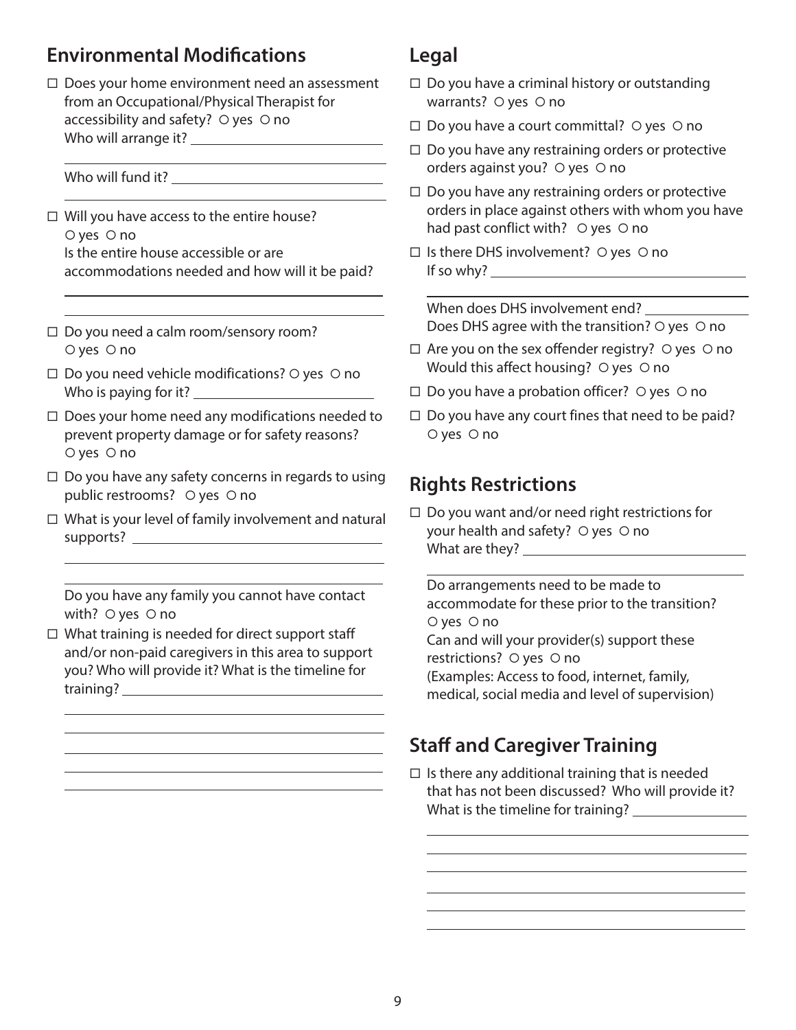## Environmental Modifications

- ☐ Does your home environment need an assessment from an Occupational/Physical Therapist for accessibility and safety? ○ yes ○ no
  Who will arrange it? ______________________
  ______________________
  Who will fund it? ______________________
  ______________________
- ☐ Will you have access to the entire house? ○ yes ○ no
  Is the entire house accessible or are accommodations needed and how will it be paid?
  ______________________
  ______________________
- ☐ Do you need a calm room/sensory room? ○ yes ○ no
- ☐ Do you need vehicle modifications? ○ yes ○ no
  Who is paying for it? ______________________
- ☐ Does your home need any modifications needed to prevent property damage or for safety reasons? ○ yes ○ no
- ☐ Do you have any safety concerns in regards to using public restrooms? ○ yes ○ no
- ☐ What is your level of family involvement and natural supports? ______________________
  ______________________
  ______________________
  Do you have any family you cannot have contact with? ○ yes ○ no
- ☐ What training is needed for direct support staff and/or non-paid caregivers in this area to support you? Who will provide it? What is the timeline for training? ______________________
  ______________________
  ______________________
  ______________________
  ______________________
  ______________________

## Legal

- ☐ Do you have a criminal history or outstanding warrants? ○ yes ○ no
- ☐ Do you have a court committal? ○ yes ○ no
- ☐ Do you have any restraining orders or protective orders against you? ○ yes ○ no
- ☐ Do you have any restraining orders or protective orders in place against others with whom you have had past conflict with? ○ yes ○ no
- ☐ Is there DHS involvement? ○ yes ○ no
  If so why? ______________________
  ______________________
  When does DHS involvement end? ______________________
  Does DHS agree with the transition? ○ yes ○ no
- ☐ Are you on the sex offender registry? ○ yes ○ no
  Would this affect housing? ○ yes ○ no
- ☐ Do you have a probation officer? ○ yes ○ no
- ☐ Do you have any court fines that need to be paid? ○ yes ○ no

## Rights Restrictions

- ☐ Do you want and/or need right restrictions for your health and safety? ○ yes ○ no
  What are they? ______________________
  ______________________
  Do arrangements need to be made to accommodate for these prior to the transition? ○ yes ○ no
  Can and will your provider(s) support these restrictions? ○ yes ○ no
  (Examples: Access to food, internet, family, medical, social media and level of supervision)

## Staff and Caregiver Training

- ☐ Is there any additional training that is needed that has not been discussed? Who will provide it? What is the timeline for training? ______________________
  ______________________
  ______________________
  ______________________
  ______________________
  ______________________
  ______________________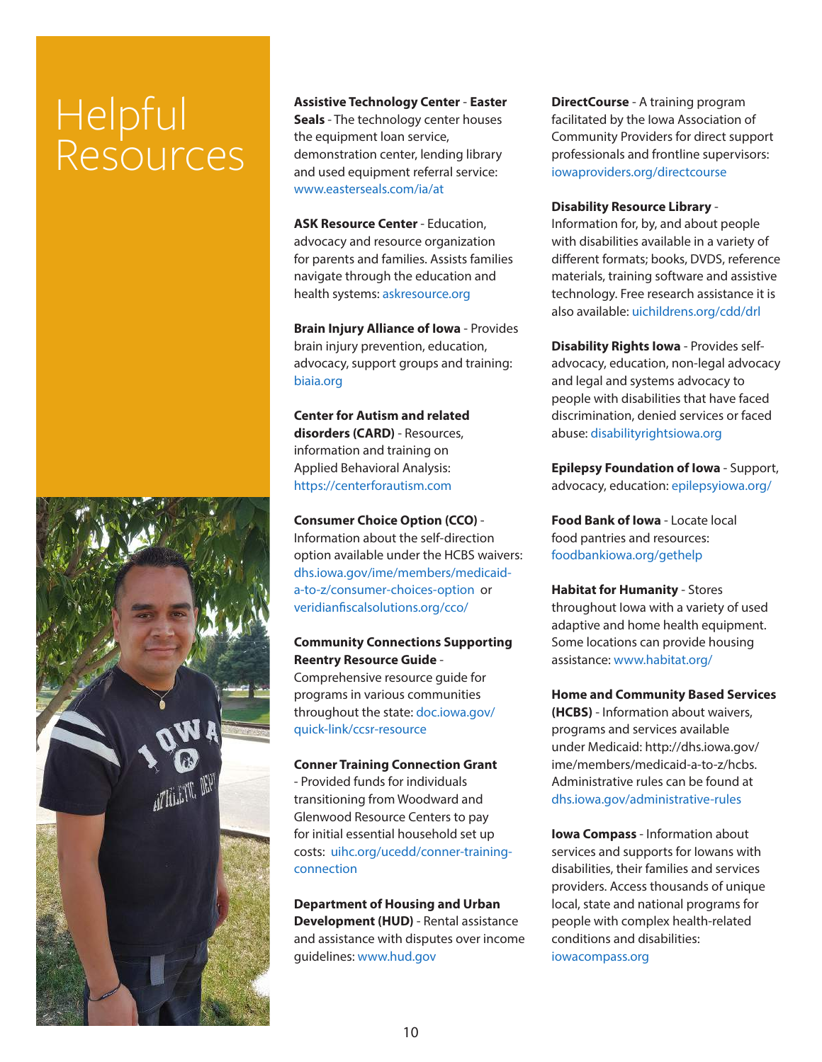# Helpful Resources

**Assistive Technology Center - Easter Seals** - The technology center houses the equipment loan service, demonstration center, lending library and used equipment referral service: www.easterseals.com/ia/at

**ASK Resource Center** - Education, advocacy and resource organization for parents and families. Assists families navigate through the education and health systems: askresource.org

**Brain Injury Alliance of Iowa** - Provides brain injury prevention, education, advocacy, support groups and training: biaia.org

**Center for Autism and related disorders (CARD)** - Resources, information and training on Applied Behavioral Analysis: https://centerforautism.com

**Consumer Choice Option (CCO)** - Information about the self-direction option available under the HCBS waivers: dhs.iowa.gov/ime/members/medicaid-a-to-z/consumer-choices-option or veridianfiscalsolutions.org/cco/

**Community Connections Supporting Reentry Resource Guide** - Comprehensive resource guide for programs in various communities throughout the state: doc.iowa.gov/quick-link/ccsr-resource

**Conner Training Connection Grant** - Provided funds for individuals transitioning from Woodward and Glenwood Resource Centers to pay for initial essential household set up costs: uihc.org/ucedd/conner-training-connection

**Department of Housing and Urban Development (HUD)** - Rental assistance and assistance with disputes over income guidelines: www.hud.gov

**DirectCourse** - A training program facilitated by the Iowa Association of Community Providers for direct support professionals and frontline supervisors: iowaproviders.org/directcourse

**Disability Resource Library** - Information for, by, and about people with disabilities available in a variety of different formats; books, DVDS, reference materials, training software and assistive technology. Free research assistance it is also available: uichildrens.org/cdd/drl

**Disability Rights Iowa** - Provides self-advocacy, education, non-legal advocacy and legal and systems advocacy to people with disabilities that have faced discrimination, denied services or faced abuse: disabilityrightsiowa.org

**Epilepsy Foundation of Iowa** - Support, advocacy, education: epilepsyiowa.org/

**Food Bank of Iowa** - Locate local food pantries and resources: foodbankiowa.org/gethelp

**Habitat for Humanity** - Stores throughout Iowa with a variety of used adaptive and home health equipment. Some locations can provide housing assistance: www.habitat.org/

**Home and Community Based Services (HCBS)** - Information about waivers, programs and services available under Medicaid: http://dhs.iowa.gov/ime/members/medicaid-a-to-z/hcbs. Administrative rules can be found at dhs.iowa.gov/administrative-rules

**Iowa Compass** - Information about services and supports for Iowans with disabilities, their families and services providers. Access thousands of unique local, state and national programs for people with complex health-related conditions and disabilities: iowacompass.org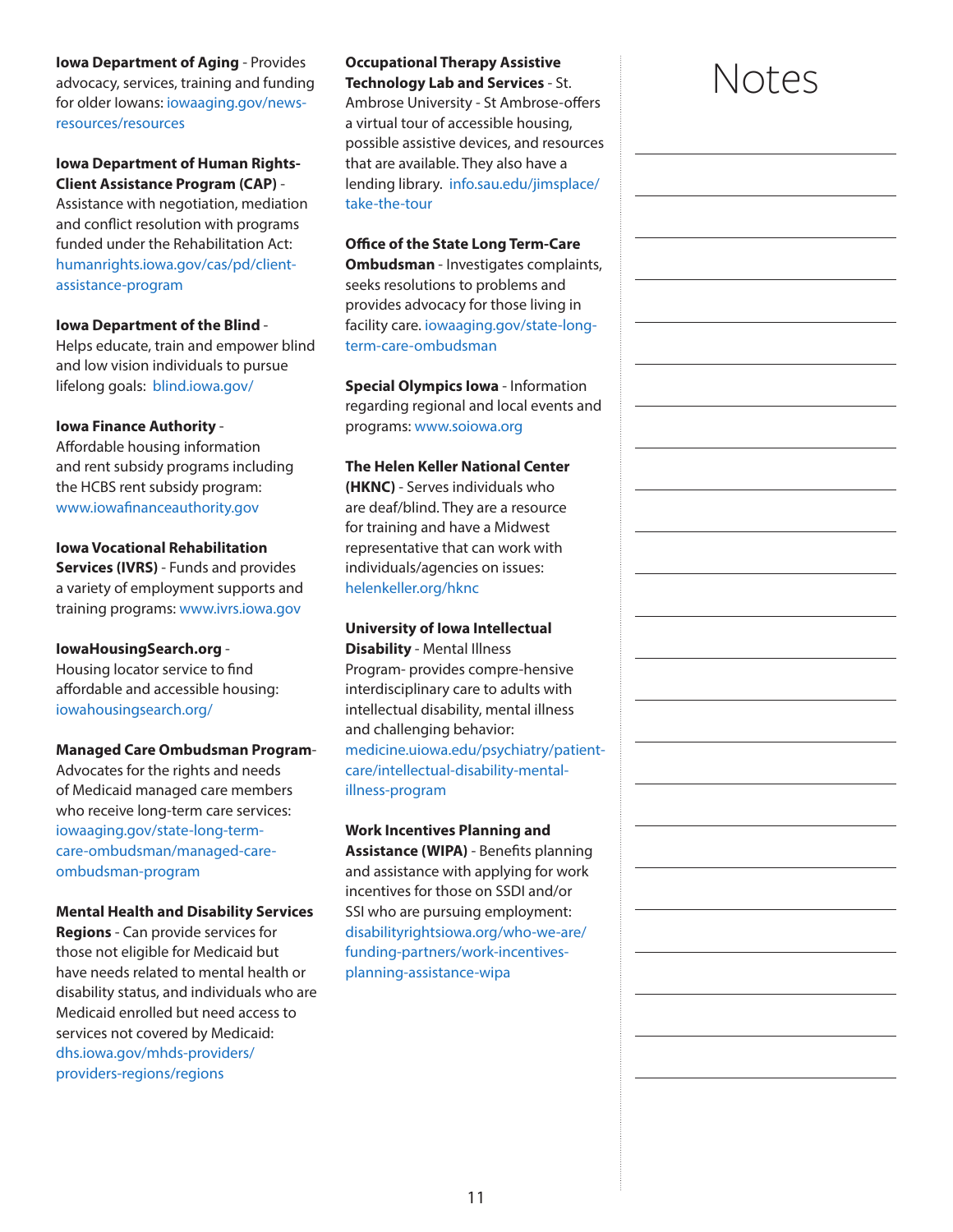**Iowa Department of Aging** - Provides advocacy, services, training and funding for older Iowans: iowaaging.gov/news-resources/resources

**Iowa Department of Human Rights-Client Assistance Program (CAP)** - Assistance with negotiation, mediation and conflict resolution with programs funded under the Rehabilitation Act: humanrights.iowa.gov/cas/pd/client-assistance-program

**Iowa Department of the Blind** - Helps educate, train and empower blind and low vision individuals to pursue lifelong goals: blind.iowa.gov/

**Iowa Finance Authority** - Affordable housing information and rent subsidy programs including the HCBS rent subsidy program: www.iowafinanceauthority.gov

**Iowa Vocational Rehabilitation Services (IVRS)** - Funds and provides a variety of employment supports and training programs: www.ivrs.iowa.gov

**IowaHousingSearch.org** - Housing locator service to find affordable and accessible housing: iowahousingsearch.org/

**Managed Care Ombudsman Program**- Advocates for the rights and needs of Medicaid managed care members who receive long-term care services: iowaaging.gov/state-long-term-care-ombudsman/managed-care-ombudsman-program

**Mental Health and Disability Services Regions** - Can provide services for those not eligible for Medicaid but have needs related to mental health or disability status, and individuals who are Medicaid enrolled but need access to services not covered by Medicaid: dhs.iowa.gov/mhds-providers/providers-regions/regions

**Occupational Therapy Assistive Technology Lab and Services** - St. Ambrose University - St Ambrose-offers a virtual tour of accessible housing, possible assistive devices, and resources that are available. They also have a lending library. info.sau.edu/jimsplace/take-the-tour

**Office of the State Long Term-Care Ombudsman** - Investigates complaints, seeks resolutions to problems and provides advocacy for those living in facility care. iowaaging.gov/state-long-term-care-ombudsman

**Special Olympics Iowa** - Information regarding regional and local events and programs: www.soiowa.org

**The Helen Keller National Center (HKNC)** - Serves individuals who are deaf/blind. They are a resource for training and have a Midwest representative that can work with individuals/agencies on issues: helenkeller.org/hknc

**University of Iowa Intellectual Disability** - Mental Illness Program- provides compre-hensive interdisciplinary care to adults with intellectual disability, mental illness and challenging behavior: medicine.uiowa.edu/psychiatry/patient-care/intellectual-disability-mental-illness-program

**Work Incentives Planning and Assistance (WIPA)** - Benefits planning and assistance with applying for work incentives for those on SSDI and/or SSI who are pursuing employment: disabilityrightsiowa.org/who-we-are/funding-partners/work-incentives-planning-assistance-wipa

# Notes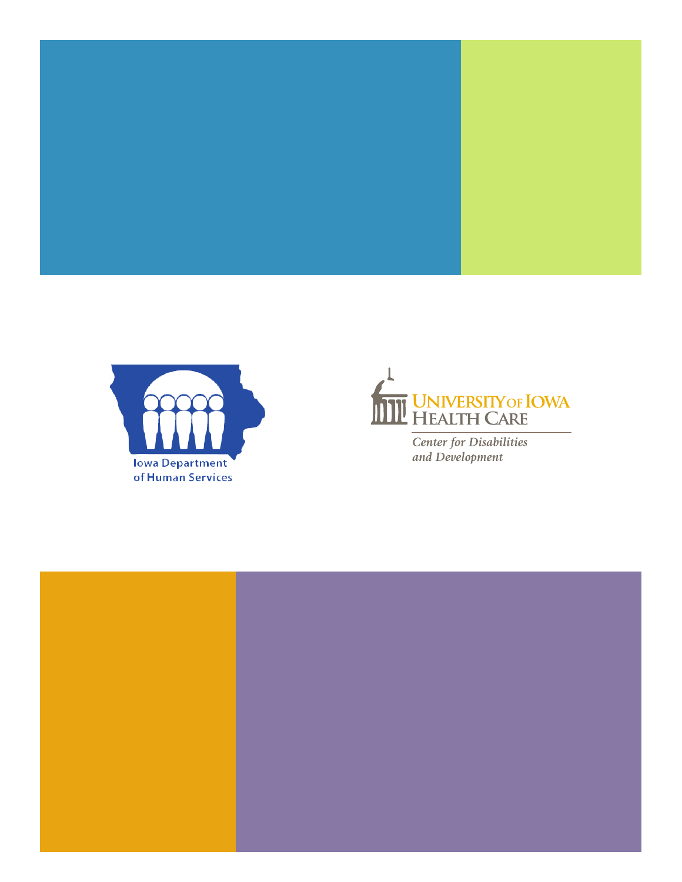Iowa Department of Human Services

UNIVERSITY OF IOWA HEALTH CARE

*Center for Disabilities and Development*